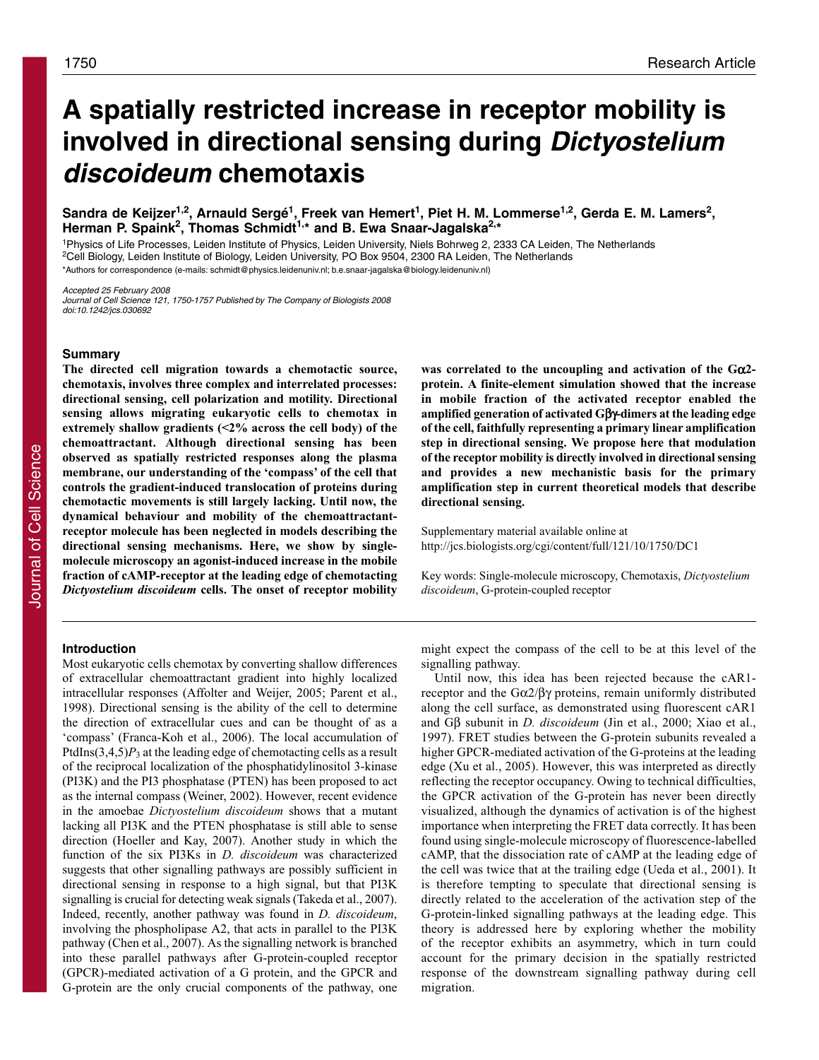# A spatially restricted increase in receptor mobility is involved in directional sensing during *Dictyostelium discoideum* chemotaxis

**Sandra de Keijzer[1,2], Arnauld Sergé[1], Freek van Hemert[1], Piet H. M. Lommerse[1,2], Gerda E. M. Lamers[2], Herman P. Spaink[2], Thomas Schmidt[1,*] and B. Ewa Snaar-Jagalska[2,*]**

[1]Physics of Life Processes, Leiden Institute of Physics, Leiden University, Niels Bohrweg 2, 2333 CA Leiden, The Netherlands
[2]Cell Biology, Leiden Institute of Biology, Leiden University, PO Box 9504, 2300 RA Leiden, The Netherlands
*Authors for correspondence (e-mails: schmidt@physics.leidenuniv.nl; b.e.snaar-jagalska@biology.leidenuniv.nl)

*Accepted 25 February 2008*
*Journal of Cell Science 121, 1750-1757 Published by The Company of Biologists 2008*
*doi:10.1242/jcs.030692*

## Summary

**The directed cell migration towards a chemotactic source, chemotaxis, involves three complex and interrelated processes: directional sensing, cell polarization and motility. Directional sensing allows migrating eukaryotic cells to chemotax in extremely shallow gradients (<2% across the cell body) of the chemoattractant. Although directional sensing has been observed as spatially restricted responses along the plasma membrane, our understanding of the 'compass' of the cell that controls the gradient-induced translocation of proteins during chemotactic movements is still largely lacking. Until now, the dynamical behaviour and mobility of the chemoattractant-receptor molecule has been neglected in models describing the directional sensing mechanisms. Here, we show by single-molecule microscopy an agonist-induced increase in the mobile fraction of cAMP-receptor at the leading edge of chemotacting *Dictyostelium discoideum* cells. The onset of receptor mobility was correlated to the uncoupling and activation of the Gα2-protein. A finite-element simulation showed that the increase in mobile fraction of the activated receptor enabled the amplified generation of activated Gβγ-dimers at the leading edge of the cell, faithfully representing a primary linear amplification step in directional sensing. We propose here that modulation of the receptor mobility is directly involved in directional sensing and provides a new mechanistic basis for the primary amplification step in current theoretical models that describe directional sensing.**

Supplementary material available online at http://jcs.biologists.org/cgi/content/full/121/10/1750/DC1

Key words: Single-molecule microscopy, Chemotaxis, *Dictyostelium discoideum*, G-protein-coupled receptor

## Introduction

Most eukaryotic cells chemotax by converting shallow differences of extracellular chemoattractant gradient into highly localized intracellular responses (Affolter and Weijer, 2005; Parent et al., 1998). Directional sensing is the ability of the cell to determine the direction of extracellular cues and can be thought of as a 'compass' (Franca-Koh et al., 2006). The local accumulation of PtdIns(3,4,5)$P_3$ at the leading edge of chemotacting cells as a result of the reciprocal localization of the phosphatidylinositol 3-kinase (PI3K) and the PI3 phosphatase (PTEN) has been proposed to act as the internal compass (Weiner, 2002). However, recent evidence in the amoebae *Dictyostelium discoideum* shows that a mutant lacking all PI3K and the PTEN phosphatase is still able to sense direction (Hoeller and Kay, 2007). Another study in which the function of the six PI3Ks in *D. discoideum* was characterized suggests that other signalling pathways are possibly sufficient in directional sensing in response to a high signal, but that PI3K signalling is crucial for detecting weak signals (Takeda et al., 2007). Indeed, recently, another pathway was found in *D. discoideum*, involving the phospholipase A2, that acts in parallel to the PI3K pathway (Chen et al., 2007). As the signalling network is branched into these parallel pathways after G-protein-coupled receptor (GPCR)-mediated activation of a G protein, and the GPCR and G-protein are the only crucial components of the pathway, one might expect the compass of the cell to be at this level of the signalling pathway.

Until now, this idea has been rejected because the cAR1-receptor and the Gα2/βγ proteins, remain uniformly distributed along the cell surface, as demonstrated using fluorescent cAR1 and Gβ subunit in *D. discoideum* (Jin et al., 2000; Xiao et al., 1997). FRET studies between the G-protein subunits revealed a higher GPCR-mediated activation of the G-proteins at the leading edge (Xu et al., 2005). However, this was interpreted as directly reflecting the receptor occupancy. Owing to technical difficulties, the GPCR activation of the G-protein has never been directly visualized, although the dynamics of activation is of the highest importance when interpreting the FRET data correctly. It has been found using single-molecule microscopy of fluorescence-labelled cAMP, that the dissociation rate of cAMP at the leading edge of the cell was twice that at the trailing edge (Ueda et al., 2001). It is therefore tempting to speculate that directional sensing is directly related to the acceleration of the activation step of the G-protein-linked signalling pathways at the leading edge. This theory is addressed here by exploring whether the mobility of the receptor exhibits an asymmetry, which in turn could account for the primary decision in the spatially restricted response of the downstream signalling pathway during cell migration.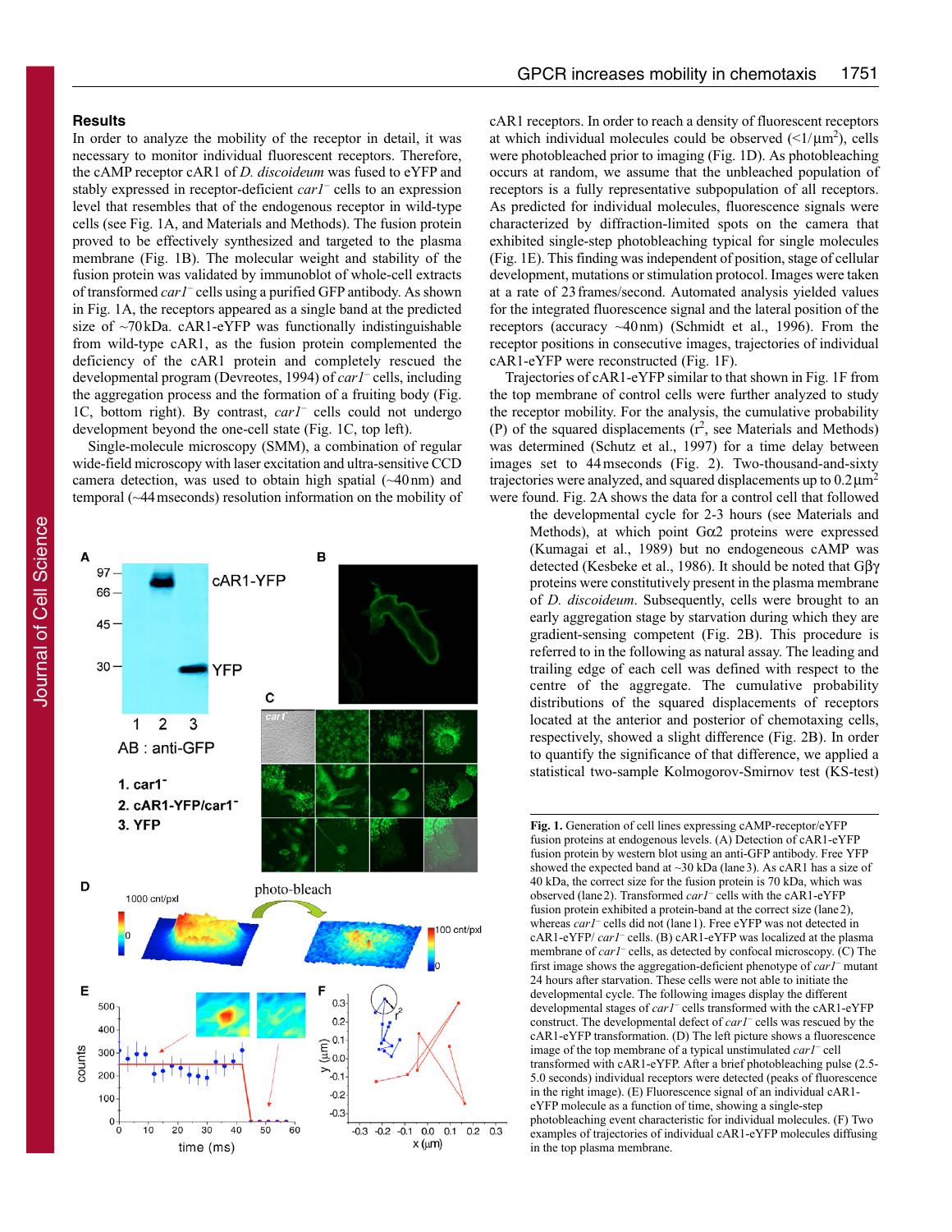## Results

In order to analyze the mobility of the receptor in detail, it was necessary to monitor individual fluorescent receptors. Therefore, the cAMP receptor cAR1 of *D. discoideum* was fused to eYFP and stably expressed in receptor-deficient *car1*$^-$ cells to an expression level that resembles that of the endogenous receptor in wild-type cells (see Fig. 1A, and Materials and Methods). The fusion protein proved to be effectively synthesized and targeted to the plasma membrane (Fig. 1B). The molecular weight and stability of the fusion protein was validated by immunoblot of whole-cell extracts of transformed *car1*$^-$ cells using a purified GFP antibody. As shown in Fig. 1A, the receptors appeared as a single band at the predicted size of ~70 kDa. cAR1-eYFP was functionally indistinguishable from wild-type cAR1, as the fusion protein complemented the deficiency of the cAR1 protein and completely rescued the developmental program (Devreotes, 1994) of *car1*$^-$ cells, including the aggregation process and the formation of a fruiting body (Fig. 1C, bottom right). By contrast, *car1*$^-$ cells could not undergo development beyond the one-cell state (Fig. 1C, top left).

Single-molecule microscopy (SMM), a combination of regular wide-field microscopy with laser excitation and ultra-sensitive CCD camera detection, was used to obtain high spatial (~40 nm) and temporal (~44 mseconds) resolution information on the mobility of cAR1 receptors. In order to reach a density of fluorescent receptors at which individual molecules could be observed (<1/μm$^2$), cells were photobleached prior to imaging (Fig. 1D). As photobleaching occurs at random, we assume that the unbleached population of receptors is a fully representative subpopulation of all receptors. As predicted for individual molecules, fluorescence signals were characterized by diffraction-limited spots on the camera that exhibited single-step photobleaching typical for single molecules (Fig. 1E). This finding was independent of position, stage of cellular development, mutations or stimulation protocol. Images were taken at a rate of 23 frames/second. Automated analysis yielded values for the integrated fluorescence signal and the lateral position of the receptors (accuracy ~40 nm) (Schmidt et al., 1996). From the receptor positions in consecutive images, trajectories of individual cAR1-eYFP were reconstructed (Fig. 1F).

Trajectories of cAR1-eYFP similar to that shown in Fig. 1F from the top membrane of control cells were further analyzed to study the receptor mobility. For the analysis, the cumulative probability (P) of the squared displacements (r$^2$, see Materials and Methods) was determined (Schutz et al., 1997) for a time delay between images set to 44 mseconds (Fig. 2). Two-thousand-and-sixty trajectories were analyzed, and squared displacements up to 0.2 μm$^2$ were found. Fig. 2A shows the data for a control cell that followed the developmental cycle for 2-3 hours (see Materials and Methods), at which point G$\alpha$2 proteins were expressed (Kumagai et al., 1989) but no endogeneous cAMP was detected (Kesbeke et al., 1986). It should be noted that G$\beta\gamma$ proteins were constitutively present in the plasma membrane of *D. discoideum*. Subsequently, cells were brought to an early aggregation stage by starvation during which they are gradient-sensing competent (Fig. 2B). This procedure is referred to in the following as natural assay. The leading and trailing edge of each cell was defined with respect to the centre of the aggregate. The cumulative probability distributions of the squared displacements of receptors located at the anterior and posterior of chemotaxing cells, respectively, showed a slight difference (Fig. 2B). In order to quantify the significance of that difference, we applied a statistical two-sample Kolmogorov-Smirnov test (KS-test)

**Fig. 1.** Generation of cell lines expressing cAMP-receptor/eYFP fusion proteins at endogenous levels. (A) Detection of cAR1-eYFP fusion protein by western blot using an anti-GFP antibody. Free YFP showed the expected band at ~30 kDa (lane 3). As cAR1 has a size of 40 kDa, the correct size for the fusion protein is 70 kDa, which was observed (lane 2). Transformed *car1*$^-$ cells with the cAR1-eYFP fusion protein exhibited a protein-band at the correct size (lane 2), whereas *car1*$^-$ cells did not (lane 1). Free eYFP was not detected in cAR1-eYFP/ *car1*$^-$ cells. (B) cAR1-eYFP was localized at the plasma membrane of *car1*$^-$ cells, as detected by confocal microscopy. (C) The first image shows the aggregation-deficient phenotype of *car1*$^-$ mutant 24 hours after starvation. These cells were not able to initiate the developmental cycle. The following images display the different developmental stages of *car1*$^-$ cells transformed with the cAR1-eYFP construct. The developmental defect of *car1*$^-$ cells was rescued by the cAR1-eYFP transformation. (D) The left picture shows a fluorescence image of the top membrane of a typical unstimulated *car1*$^-$ cell transformed with cAR1-eYFP. After a brief photobleaching pulse (2.5-5.0 seconds) individual receptors were detected (peaks of fluorescence in the right image). (E) Fluorescence signal of an individual cAR1-eYFP molecule as a function of time, showing a single-step photobleaching event characteristic for individual molecules. (F) Two examples of trajectories of individual cAR1-eYFP molecules diffusing in the top plasma membrane.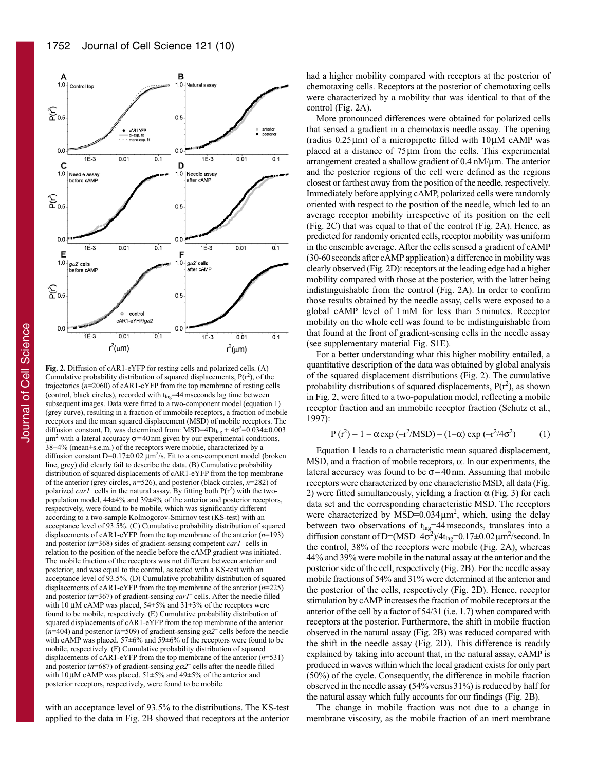**Fig. 2.** Diffusion of cAR1-eYFP for resting cells and polarized cells. (A) Cumulative probability distribution of squared displacements, $P(r^2)$, of the trajectories ($n$=2060) of cAR1-eYFP from the top membrane of resting cells (control, black circles), recorded with $t_{lag}$=44 mseconds lag time between subsequent images. Data were fitted to a two-component model (equation 1) (grey curve), resulting in a fraction of immobile receptors, a fraction of mobile receptors and the mean squared displacement (MSD) of mobile receptors. The diffusion constant, D, was determined from: MSD=$4Dt_{lag} + 4\sigma^2$=0.034±0.003 $\mu m^2$ with a lateral accuracy $\sigma$=40 nm given by our experimental conditions. 38±4% (mean±s.e.m.) of the receptors were mobile, characterized by a diffusion constant D=0.17±0.02 $\mu m^2$/s. Fit to a one-component model (broken line, grey) did clearly fail to describe the data. (B) Cumulative probability distribution of squared displacements of cAR1-eYFP from the top membrane of the anterior (grey circles, $n$=526), and posterior (black circles, $n$=282) of polarized *car1⁻* cells in the natural assay. By fitting both $P(r^2)$ with the two-population model, 44±4% and 39±4% of the anterior and posterior receptors, respectively, were found to be mobile, which was significantly different according to a two-sample Kolmogorov-Smirnov test (KS-test) with an acceptance level of 93.5%. (C) Cumulative probability distribution of squared displacements of cAR1-eYFP from the top membrane of the anterior ($n$=193) and posterior ($n$=368) sides of gradient-sensing competent *car1⁻* cells in relation to the position of the needle before the cAMP gradient was initiated. The mobile fraction of the receptors was not different between anterior and posterior, and was equal to the control, as tested with a KS-test with an acceptance level of 93.5%. (D) Cumulative probability distribution of squared displacements of cAR1-eYFP from the top membrane of the anterior ($n$=225) and posterior ($n$=367) of gradient-sensing *car1⁻* cells. After the needle filled with 10 μM cAMP was placed, 54±5% and 31±3% of the receptors were found to be mobile, respectively. (E) Cumulative probability distribution of squared displacements of cAR1-eYFP from the top membrane of the anterior ($n$=404) and posterior ($n$=509) of gradient-sensing *gα2⁻* cells before the needle with cAMP was placed. 57±6% and 59±6% of the receptors were found to be mobile, respectively. (F) Cumulative probability distribution of squared displacements of cAR1-eYFP from the top membrane of the anterior ($n$=531) and posterior ($n$=687) of gradient-sensing *gα2⁻* cells after the needle filled with 10 μM cAMP was placed. 51±5% and 49±5% of the anterior and posterior receptors, respectively, were found to be mobile.

with an acceptance level of 93.5% to the distributions. The KS-test applied to the data in Fig. 2B showed that receptors at the anterior had a higher mobility compared with receptors at the posterior of chemotaxing cells. Receptors at the posterior of chemotaxing cells were characterized by a mobility that was identical to that of the control (Fig. 2A).

More pronounced differences were obtained for polarized cells that sensed a gradient in a chemotaxis needle assay. The opening (radius 0.25 μm) of a micropipette filled with 10 μM cAMP was placed at a distance of 75 μm from the cells. This experimental arrangement created a shallow gradient of 0.4 nM/μm. The anterior and the posterior regions of the cell were defined as the regions closest or farthest away from the position of the needle, respectively. Immediately before applying cAMP, polarized cells were randomly oriented with respect to the position of the needle, which led to an average receptor mobility irrespective of its position on the cell (Fig. 2C) that was equal to that of the control (Fig. 2A). Hence, as predicted for randomly oriented cells, receptor mobility was uniform in the ensemble average. After the cells sensed a gradient of cAMP (30-60 seconds after cAMP application) a difference in mobility was clearly observed (Fig. 2D): receptors at the leading edge had a higher mobility compared with those at the posterior, with the latter being indistinguishable from the control (Fig. 2A). In order to confirm those results obtained by the needle assay, cells were exposed to a global cAMP level of 1 mM for less than 5 minutes. Receptor mobility on the whole cell was found to be indistinguishable from that found at the front of gradient-sensing cells in the needle assay (see supplementary material Fig. S1E).

For a better understanding what this higher mobility entailed, a quantitative description of the data was obtained by global analysis of the squared displacement distributions (Fig. 2). The cumulative probability distributions of squared displacements, $P(r^2)$, as shown in Fig. 2, were fitted to a two-population model, reflecting a mobile receptor fraction and an immobile receptor fraction (Schutz et al., 1997):

$$P(r^2) = 1 - \alpha \exp(-r^2/\mathrm{MSD}) - (1-\alpha)\exp(-r^2/4\sigma^2) \qquad (1)$$

Equation 1 leads to a characteristic mean squared displacement, MSD, and a fraction of mobile receptors, $\alpha$. In our experiments, the lateral accuracy was found to be $\sigma$=40 nm. Assuming that mobile receptors were characterized by one characteristic MSD, all data (Fig. 2) were fitted simultaneously, yielding a fraction $\alpha$ (Fig. 3) for each data set and the corresponding characteristic MSD. The receptors were characterized by MSD=0.034 μm², which, using the delay between two observations of $t_{lag}$=44 mseconds, translates into a diffusion constant of $D=(\mathrm{MSD}-4\sigma^2)/4t_{lag}$=0.17±0.02 μm²/second. In the control, 38% of the receptors were mobile (Fig. 2A), whereas 44% and 39% were mobile in the natural assay at the anterior and the posterior side of the cell, respectively (Fig. 2B). For the needle assay mobile fractions of 54% and 31% were determined at the anterior and the posterior of the cells, respectively (Fig. 2D). Hence, receptor stimulation by cAMP increases the fraction of mobile receptors at the anterior of the cell by a factor of 54/31 (i.e. 1.7) when compared with receptors at the posterior. Furthermore, the shift in mobile fraction observed in the natural assay (Fig. 2B) was reduced compared with the shift in the needle assay (Fig. 2D). This difference is readily explained by taking into account that, in the natural assay, cAMP is produced in waves within which the local gradient exists for only part (50%) of the cycle. Consequently, the difference in mobile fraction observed in the needle assay (54% versus 31%) is reduced by half for the natural assay which fully accounts for our findings (Fig. 2B).

The change in mobile fraction was not due to a change in membrane viscosity, as the mobile fraction of an inert membrane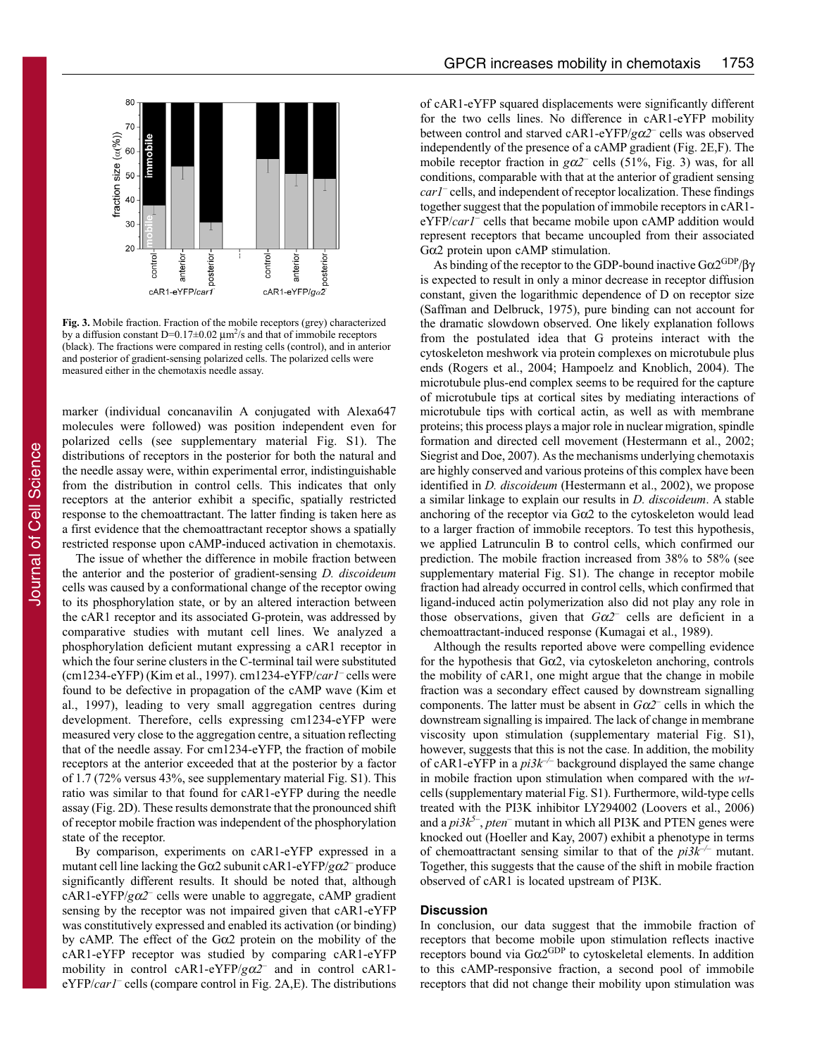**Fig. 3.** Mobile fraction. Fraction of the mobile receptors (grey) characterized by a diffusion constant D=0.17±0.02 μm²/s and that of immobile receptors (black). The fractions were compared in resting cells (control), and in anterior and posterior of gradient-sensing polarized cells. The polarized cells were measured either in the chemotaxis needle assay.

marker (individual concanavilin A conjugated with Alexa647 molecules were followed) was position independent even for polarized cells (see supplementary material Fig. S1). The distributions of receptors in the posterior for both the natural and the needle assay were, within experimental error, indistinguishable from the distribution in control cells. This indicates that only receptors at the anterior exhibit a specific, spatially restricted response to the chemoattractant. The latter finding is taken here as a first evidence that the chemoattractant receptor shows a spatially restricted response upon cAMP-induced activation in chemotaxis.

The issue of whether the difference in mobile fraction between the anterior and the posterior of gradient-sensing *D. discoideum* cells was caused by a conformational change of the receptor owing to its phosphorylation state, or by an altered interaction between the cAR1 receptor and its associated G-protein, was addressed by comparative studies with mutant cell lines. We analyzed a phosphorylation deficient mutant expressing a cAR1 receptor in which the four serine clusters in the C-terminal tail were substituted (cm1234-eYFP) (Kim et al., 1997). cm1234-eYFP/*car1*⁻ cells were found to be defective in propagation of the cAMP wave (Kim et al., 1997), leading to very small aggregation centres during development. Therefore, cells expressing cm1234-eYFP were measured very close to the aggregation centre, a situation reflecting that of the needle assay. For cm1234-eYFP, the fraction of mobile receptors at the anterior exceeded that at the posterior by a factor of 1.7 (72% versus 43%, see supplementary material Fig. S1). This ratio was similar to that found for cAR1-eYFP during the needle assay (Fig. 2D). These results demonstrate that the pronounced shift of receptor mobile fraction was independent of the phosphorylation state of the receptor.

By comparison, experiments on cAR1-eYFP expressed in a mutant cell line lacking the Gα2 subunit cAR1-eYFP/*g*α*2*⁻ produce significantly different results. It should be noted that, although cAR1-eYFP/*g*α*2*⁻ cells were unable to aggregate, cAMP gradient sensing by the receptor was not impaired given that cAR1-eYFP was constitutively expressed and enabled its activation (or binding) by cAMP. The effect of the Gα2 protein on the mobility of the cAR1-eYFP receptor was studied by comparing cAR1-eYFP mobility in control cAR1-eYFP/*g*α*2*⁻ and in control cAR1-eYFP/*car1*⁻ cells (compare control in Fig. 2A,E). The distributions of cAR1-eYFP squared displacements were significantly different for the two cells lines. No difference in cAR1-eYFP mobility between control and starved cAR1-eYFP/*g*α*2*⁻ cells was observed independently of the presence of a cAMP gradient (Fig. 2E,F). The mobile receptor fraction in *g*α*2*⁻ cells (51%, Fig. 3) was, for all conditions, comparable with that at the anterior of gradient sensing *car1*⁻ cells, and independent of receptor localization. These findings together suggest that the population of immobile receptors in cAR1-eYFP/*car1*⁻ cells that became mobile upon cAMP addition would represent receptors that became uncoupled from their associated Gα2 protein upon cAMP stimulation.

As binding of the receptor to the GDP-bound inactive $G\alpha2^{GDP}/\beta\gamma$ is expected to result in only a minor decrease in receptor diffusion constant, given the logarithmic dependence of D on receptor size (Saffman and Delbruck, 1975), pure binding can not account for the dramatic slowdown observed. One likely explanation follows from the postulated idea that G proteins interact with the cytoskeleton meshwork via protein complexes on microtubule plus ends (Rogers et al., 2004; Hampoelz and Knoblich, 2004). The microtubule plus-end complex seems to be required for the capture of microtubule tips at cortical sites by mediating interactions of microtubule tips with cortical actin, as well as with membrane proteins; this process plays a major role in nuclear migration, spindle formation and directed cell movement (Hestermann et al., 2002; Siegrist and Doe, 2007). As the mechanisms underlying chemotaxis are highly conserved and various proteins of this complex have been identified in *D. discoideum* (Hestermann et al., 2002), we propose a similar linkage to explain our results in *D. discoideum*. A stable anchoring of the receptor via Gα2 to the cytoskeleton would lead to a larger fraction of immobile receptors. To test this hypothesis, we applied Latrunculin B to control cells, which confirmed our prediction. The mobile fraction increased from 38% to 58% (see supplementary material Fig. S1). The change in receptor mobile fraction had already occurred in control cells, which confirmed that ligand-induced actin polymerization also did not play any role in those observations, given that *G*α*2*⁻ cells are deficient in a chemoattractant-induced response (Kumagai et al., 1989).

Although the results reported above were compelling evidence for the hypothesis that Gα2, via cytoskeleton anchoring, controls the mobility of cAR1, one might argue that the change in mobile fraction was a secondary effect caused by downstream signalling components. The latter must be absent in *G*α*2*⁻ cells in which the downstream signalling is impaired. The lack of change in membrane viscosity upon stimulation (supplementary material Fig. S1), however, suggests that this is not the case. In addition, the mobility of cAR1-eYFP in a *pi3k*⁻/⁻ background displayed the same change in mobile fraction upon stimulation when compared with the *wt*-cells (supplementary material Fig. S1). Furthermore, wild-type cells treated with the PI3K inhibitor LY294002 (Loovers et al., 2006) and a *pi3k*⁵⁻, *pten*⁻ mutant in which all PI3K and PTEN genes were knocked out (Hoeller and Kay, 2007) exhibit a phenotype in terms of chemoattractant sensing similar to that of the *pi3k*⁻/⁻ mutant. Together, this suggests that the cause of the shift in mobile fraction observed of cAR1 is located upstream of PI3K.

## Discussion

In conclusion, our data suggest that the immobile fraction of receptors that become mobile upon stimulation reflects inactive receptors bound via $G\alpha2^{GDP}$ to cytoskeletal elements. In addition to this cAMP-responsive fraction, a second pool of immobile receptors that did not change their mobility upon stimulation was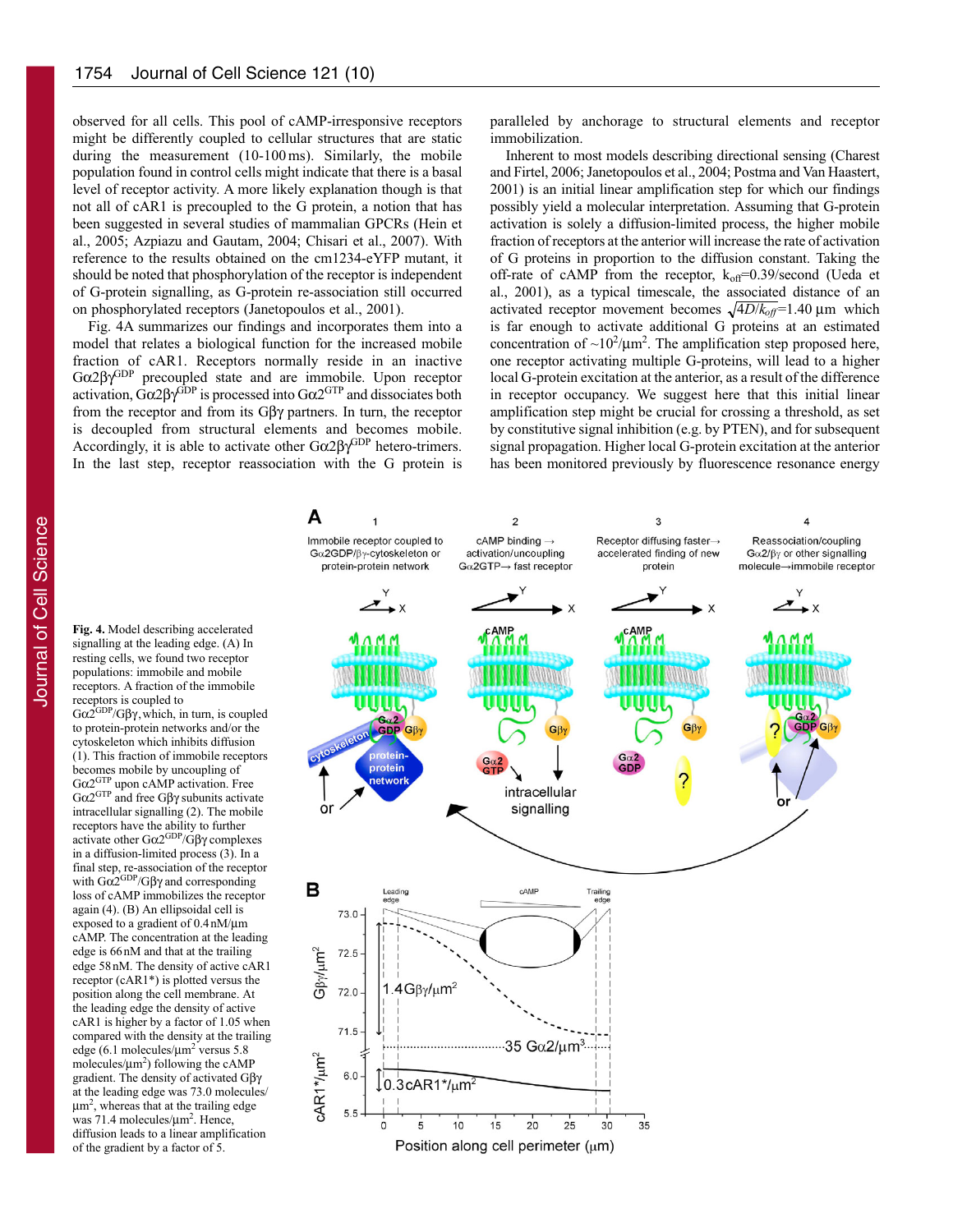observed for all cells. This pool of cAMP-irresponsive receptors might be differently coupled to cellular structures that are static during the measurement (10-100 ms). Similarly, the mobile population found in control cells might indicate that there is a basal level of receptor activity. A more likely explanation though is that not all of cAR1 is precoupled to the G protein, a notion that has been suggested in several studies of mammalian GPCRs (Hein et al., 2005; Azpiazu and Gautam, 2004; Chisari et al., 2007). With reference to the results obtained on the cm1234-eYFP mutant, it should be noted that phosphorylation of the receptor is independent of G-protein signalling, as G-protein re-association still occurred on phosphorylated receptors (Janetopoulos et al., 2001).

Fig. 4A summarizes our findings and incorporates them into a model that relates a biological function for the increased mobile fraction of cAR1. Receptors normally reside in an inactive $G\alpha2\beta\gamma^{GDP}$ precoupled state and are immobile. Upon receptor activation, $G\alpha2\beta\gamma^{GDP}$ is processed into $G\alpha2^{GTP}$ and dissociates both from the receptor and from its $G\beta\gamma$ partners. In turn, the receptor is decoupled from structural elements and becomes mobile. Accordingly, it is able to activate other $G\alpha2\beta\gamma^{GDP}$ hetero-trimers. In the last step, receptor reassociation with the G protein is paralleled by anchorage to structural elements and receptor immobilization.

Inherent to most models describing directional sensing (Charest and Firtel, 2006; Janetopoulos et al., 2004; Postma and Van Haastert, 2001) is an initial linear amplification step for which our findings possibly yield a molecular interpretation. Assuming that G-protein activation is solely a diffusion-limited process, the higher mobile fraction of receptors at the anterior will increase the rate of activation of G proteins in proportion to the diffusion constant. Taking the off-rate of cAMP from the receptor, $k_{off}$=0.39/second (Ueda et al., 2001), as a typical timescale, the associated distance of an activated receptor movement becomes $\sqrt{4D/k_{off}}$=1.40 μm which is far enough to activate additional G proteins at an estimated concentration of ~$10^2$/μm$^2$. The amplification step proposed here, one receptor activating multiple G-proteins, will lead to a higher local G-protein excitation at the anterior, as a result of the difference in receptor occupancy. We suggest here that this initial linear amplification step might be crucial for crossing a threshold, as set by constitutive signal inhibition (e.g. by PTEN), and for subsequent signal propagation. Higher local G-protein excitation at the anterior has been monitored previously by fluorescence resonance energy

**Fig. 4.** Model describing accelerated signalling at the leading edge. (A) In resting cells, we found two receptor populations: immobile and mobile receptors. A fraction of the immobile receptors is coupled to $G\alpha2^{GDP}/G\beta\gamma$, which, in turn, is coupled to protein-protein networks and/or the cytoskeleton which inhibits diffusion (1). This fraction of immobile receptors becomes mobile by uncoupling of $G\alpha2^{GTP}$ upon cAMP activation. Free $G\alpha2^{GTP}$ and free $G\beta\gamma$ subunits activate intracellular signalling (2). The mobile receptors have the ability to further activate other $G\alpha2^{GDP}/G\beta\gamma$ complexes in a diffusion-limited process (3). In a final step, re-association of the receptor with $G\alpha2^{GDP}/G\beta\gamma$ and corresponding loss of cAMP immobilizes the receptor again (4). (B) An ellipsoidal cell is exposed to a gradient of 0.4 nM/μm cAMP. The concentration at the leading edge is 66 nM and that at the trailing edge 58 nM. The density of active cAR1 receptor (cAR1*) is plotted versus the position along the cell membrane. At the leading edge the density of active cAR1 is higher by a factor of 1.05 when compared with the density at the trailing edge (6.1 molecules/μm$^2$ versus 5.8 molecules/μm$^2$) following the cAMP gradient. The density of activated $G\beta\gamma$ at the leading edge was 73.0 molecules/μm$^2$, whereas that at the trailing edge was 71.4 molecules/μm$^2$. Hence, diffusion leads to a linear amplification of the gradient by a factor of 5.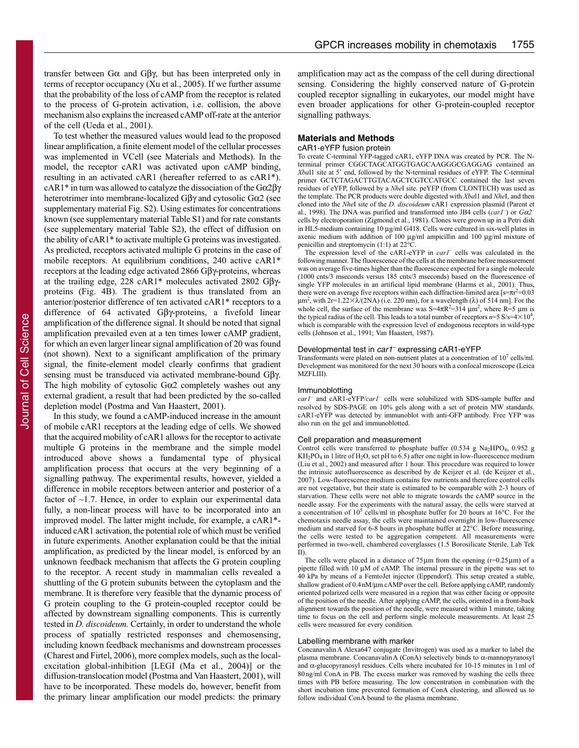transfer between Gα and Gβγ, but has been interpreted only in terms of receptor occupancy (Xu et al., 2005). If we further assume that the probability of the loss of cAMP from the receptor is related to the process of G-protein activation, i.e. collision, the above mechanism also explains the increased cAMP off-rate at the anterior of the cell (Ueda et al., 2001).

To test whether the measured values would lead to the proposed linear amplification, a finite element model of the cellular processes was implemented in VCell (see Materials and Methods). In the model, the receptor cAR1 was activated upon cAMP binding, resulting in an activated cAR1 (hereafter referred to as cAR1*). cAR1* in turn was allowed to catalyze the dissociation of the Gα2βγ heterotrimer into membrane-localized Gβγ and cytosolic Gα2 (see supplementary material Fig. S2). Using estimates for concentrations known (see supplementary material Table S1) and for rate constants (see supplementary material Table S2), the effect of diffusion on the ability of cAR1* to activate multiple G proteins was investigated. As predicted, receptors activated multiple G proteins in the case of mobile receptors. At equilibrium conditions, 240 active cAR1* receptors at the leading edge activated 2866 Gβγ-proteins, whereas at the trailing edge, 228 cAR1* molecules activated 2802 Gβγ-proteins (Fig. 4B). The gradient is thus translated from an anterior/posterior difference of ten activated cAR1* receptors to a difference of 64 activated Gβγ-proteins, a fivefold linear amplification of the difference signal. It should be noted that signal amplification prevailed even at a ten times lower cAMP gradient, for which an even larger linear signal amplification of 20 was found (not shown). Next to a significant amplification of the primary signal, the finite-element model clearly confirms that gradient sensing must be transduced via activated membrane-bound Gβγ. The high mobility of cytosolic Gα2 completely washes out any external gradient, a result that had been predicted by the so-called depletion model (Postma and Van Haastert, 2001).

In this study, we found a cAMP-induced increase in the amount of mobile cAR1 receptors at the leading edge of cells. We showed that the acquired mobility of cAR1 allows for the receptor to activate multiple G proteins in the membrane and the simple model introduced above shows a fundamental type of physical amplification process that occurs at the very beginning of a signalling pathway. The experimental results, however, yielded a difference in mobile receptors between anterior and posterior of a factor of ~1.7. Hence, in order to explain our experimental data fully, a non-linear process will have to be incorporated into an improved model. The latter might include, for example, a cAR1*-induced cAR1 activation, the potential role of which must be verified in future experiments. Another explanation could be that the initial amplification, as predicted by the linear model, is enforced by an unknown feedback mechanism that affects the G protein coupling to the receptor. A recent study in mammalian cells revealed a shuttling of the G protein subunits between the cytoplasm and the membrane. It is therefore very feasible that the dynamic process of G protein coupling to the G protein-coupled receptor could be affected by downstream signalling components. This is currently tested in *D. discoideum.* Certainly, in order to understand the whole process of spatially restricted responses and chemosensing, including known feedback mechanisms and downstream processes (Charest and Firtel, 2006), more complex models, such as the local-excitation global-inhibition [LEGI (Ma et al., 2004)] or the diffusion-translocation model (Postma and Van Haastert, 2001), will have to be incorporated. These models do, however, benefit from the primary linear amplification our model predicts: the primary amplification may act as the compass of the cell during directional sensing. Considering the highly conserved nature of G-protein coupled receptor signalling in eukaryotes, our model might have even broader applications for other G-protein-coupled receptor signalling pathways.

## Materials and Methods

### cAR1-eYFP fusion protein

To create C-terminal YFP-tagged cAR1, eYFP DNA was created by PCR. The N-terminal primer CGGCTAGCATGGTGAGCAAGGGCGAGGAG contained an *Xba*I1 site at 5′ end, followed by the N-terminal residues of eYFP. The C-terminal primer GCTCTAGACTTGTACAGCTCGTCCATGCC contained the last seven residues of eYFP, followed by a *Nhe*I site. peYFP (from CLONTECH) was used as the template. The PCR products were double digested with *Xba*I1 and *Nhe*I, and then cloned into the *Nhe*I site of the *D. discoideum* cAR1 expression plasmid (Parent et al., 1998). The DNA was purified and transformed into JB4 cells (*car1*⁻) or *Gα2*⁻ cells by electroporation (Zigmond et al., 1981). Clones were grown up in a Petri dish in HL5-medium containing 10 μg/ml G418. Cells were cultured in six-well plates in axenic medium with addition of 100 μg/ml ampicillin and 100 μg/ml mixture of penicillin and streptomycin (1:1) at 22°C.

The expression level of the cAR1-eYFP in *car1*⁻ cells was calculated in the following manner. The fluorescence of the cells at the membrane before measurement was on average five-times higher than the fluorescence expected for a single molecule (1000 cnts/3 mseconds versus 185 cnts/3 mseconds) based on the fluorescence of single YFP molecules in an artificial lipid membrane (Harms et al., 2001). Thus, there were on average five receptors within each diffraction-limited area [$s=\pi r^2=0.03$ μm$^2$, with $2r=1.22\times\lambda/(2NA)$ (i.e. 220 nm), for a wavelength (λ) of 514 nm]. For the whole cell, the surface of the membrane was $S=4\pi R^2=314$ μm$^2$, where R=5 μm is the typical radius of the cell. This leads to a total number of receptors $n=5$ S/s$=4\times10^4$, which is comparable with the expression level of endogenous receptors in wild-type cells (Johnson et al., 1991; Van Haastert, 1987).

### Developmental test in *car1*⁻ expressing cAR1-eYFP

Transformants were plated on non-nutrient plates at a concentration of $10^7$ cells/ml. Development was monitored for the next 30 hours with a confocal microscope (Leica MZFLIII).

### Immunoblotting

*car1*⁻ and cAR1-eYFP/*car1*⁻ cells were solubilized with SDS-sample buffer and resolved by SDS-PAGE on 10% gels along with a set of protein MW standards. cAR1-eYFP was detected by immunoblot with anti-GFP antibody. Free YFP was also run on the gel and immunoblotted.

### Cell preparation and measurement

Control cells were transferred to phosphate buffer (0.534 g $Na_2HPO_4$, 0.952 g $KH_2PO_4$ in 1 litre of $H_2O$, set pH to 6.5) after one night in low-fluorescence medium (Liu et al., 2002) and measured after 1 hour. This procedure was required to lower the intrinsic autofluorescence as described by de Keijzer et al. (de Keijzer et al., 2007). Low-fluorescence medium contains few nutrients and therefore control cells are not vegetative, but their state is estimated to be comparable with 2-3 hours of starvation. These cells were not able to migrate towards the cAMP source in the needle assay. For the experiments with the natural assay, the cells were starved at a concentration of $10^5$ cells/ml in phosphate buffer for 20 hours at 16°C. For the chemotaxis needle assay, the cells were maintained overnight in low-fluorescence medium and starved for 6-8 hours in phosphate buffer at 22°C. Before measuring, the cells were tested to be aggregation competent. All measurements were performed in two-well, chambered coverglasses (1.5 Borosilicate Sterile, Lab Tek II).

The cells were placed in a distance of 75 μm from the opening (r=0.25 μm) of a pipette filled with 10 μM of cAMP. The internal pressure in the pipette was set to 40 kPa by means of a FemtoJet injector (Eppendorf). This setup created a stable, shallow gradient of 0.4 nM/μm cAMP over the cell. Before applying cAMP, randomly oriented polarized cells were measured in a region that was either facing or opposite of the position of the needle. After applying cAMP, the cells, oriented in a front-back alignment towards the position of the needle, were measured within 1 minute, taking time to focus on the cell and perform single molecule measurements. At least 25 cells were measured for every condition.

### Labelling membrane with marker

Concanavalin A Alexa647 conjugate (Invitrogen) was used as a marker to label the plasma membrane. Concanavalin A (ConA) selectively binds to α-mannopyranosyl and α-glucopyranosyl residues. Cells where incubated for 10-15 minutes in 1 ml of 80 ng/ml ConA in PB. The excess marker was removed by washing the cells three times with PB before measuring. The low concentration in combination with the short incubation time prevented formation of ConA clustering, and allowed us to follow individual ConA bound to the plasma membrane.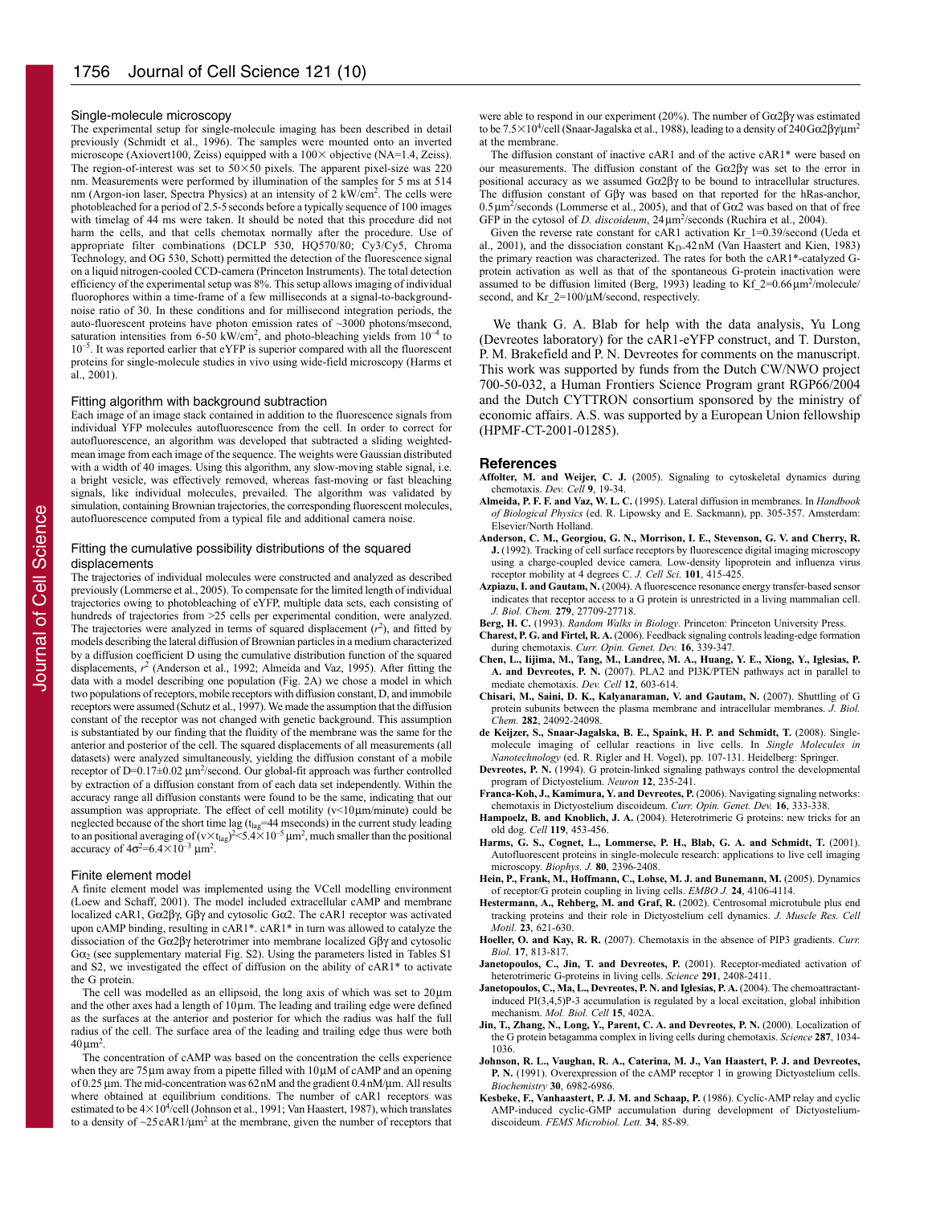### Single-molecule microscopy

The experimental setup for single-molecule imaging has been described in detail previously (Schmidt et al., 1996). The samples were mounted onto an inverted microscope (Axiovert100, Zeiss) equipped with a 100× objective (NA=1.4, Zeiss). The region-of-interest was set to 50×50 pixels. The apparent pixel-size was 220 nm. Measurements were performed by illumination of the samples for 5 ms at 514 nm (Argon-ion laser, Spectra Physics) at an intensity of 2 kW/cm$^2$. The cells were photobleached for a period of 2.5-5 seconds before a typically sequence of 100 images with timelag of 44 ms were taken. It should be noted that this procedure did not harm the cells, and that cells chemotax normally after the procedure. Use of appropriate filter combinations (DCLP 530, HQ570/80; Cy3/Cy5, Chroma Technology, and OG 530, Schott) permitted the detection of the fluorescence signal on a liquid nitrogen-cooled CCD-camera (Princeton Instruments). The total detection efficiency of the experimental setup was 8%. This setup allows imaging of individual fluorophores within a time-frame of a few milliseconds at a signal-to-background-noise ratio of 30. In these conditions and for millisecond integration periods, the auto-fluorescent proteins have photon emission rates of ~3000 photons/msecond, saturation intensities from 6-50 kW/cm$^2$, and photo-bleaching yields from $10^{-4}$ to $10^{-5}$. It was reported earlier that eYFP is superior compared with all the fluorescent proteins for single-molecule studies in vivo using wide-field microscopy (Harms et al., 2001).

### Fitting algorithm with background subtraction

Each image of an image stack contained in addition to the fluorescence signals from individual YFP molecules autofluorescence from the cell. In order to correct for autofluorescence, an algorithm was developed that subtracted a sliding weighted-mean image from each image of the sequence. The weights were Gaussian distributed with a width of 40 images. Using this algorithm, any slow-moving stable signal, i.e. a bright vesicle, was effectively removed, whereas fast-moving or fast bleaching signals, like individual molecules, prevailed. The algorithm was validated by simulation, containing Brownian trajectories, the corresponding fluorescent molecules, autofluorescence computed from a typical file and additional camera noise.

### Fitting the cumulative possibility distributions of the squared displacements

The trajectories of individual molecules were constructed and analyzed as described previously (Lommerse et al., 2005). To compensate for the limited length of individual trajectories owing to photobleaching of eYFP, multiple data sets, each consisting of hundreds of trajectories from >25 cells per experimental condition, were analyzed. The trajectories were analyzed in terms of squared displacement ($r^2$), and fitted by models describing the lateral diffusion of Brownian particles in a medium characterized by a diffusion coefficient D using the cumulative distribution function of the squared displacements, $r^2$ (Anderson et al., 1992; Almeida and Vaz, 1995). After fitting the data with a model describing one population (Fig. 2A) we chose a model in which two populations of receptors, mobile receptors with diffusion constant, D, and immobile receptors were assumed (Schutz et al., 1997). We made the assumption that the diffusion constant of the receptor was not changed with genetic background. This assumption is substantiated by our finding that the fluidity of the membrane was the same for the anterior and posterior of the cell. The squared displacements of all measurements (all datasets) were analyzed simultaneously, yielding the diffusion constant of a mobile receptor of D=0.17±0.02 μm$^2$/second. Our global-fit approach was further controlled by extraction of a diffusion constant from of each data set independently. Within the accuracy range all diffusion constants were found to be the same, indicating that our assumption was appropriate. The effect of cell motility (v<10 μm/minute) could be neglected because of the short time lag ($t_{lag}$=44 mseconds) in the current study leading to an positional averaging of $(v\times t_{lag})^2<5.4\times10^{-5}$ μm$^2$, much smaller than the positional accuracy of $4\sigma^2=6.4\times10^{-3}$ μm$^2$.

### Finite element model

A finite element model was implemented using the VCell modelling environment (Loew and Schaff, 2001). The model included extracellular cAMP and membrane localized cAR1, Gα2βγ, Gβγ and cytosolic Gα2. The cAR1 receptor was activated upon cAMP binding, resulting in cAR1*. cAR1* in turn was allowed to catalyze the dissociation of the Gα2βγ heterotrimer into membrane localized Gβγ and cytosolic $G\alpha_2$ (see supplementary material Fig. S2). Using the parameters listed in Tables S1 and S2, we investigated the effect of diffusion on the ability of cAR1* to activate the G protein.

The cell was modelled as an ellipsoid, the long axis of which was set to 20 μm and the other axes had a length of 10 μm. The leading and trailing edge were defined as the surfaces at the anterior and posterior for which the radius was half the full radius of the cell. The surface area of the leading and trailing edge thus were both 40 μm$^2$.

The concentration of cAMP was based on the concentration the cells experience when they are 75 μm away from a pipette filled with 10 μM of cAMP and an opening of 0.25 μm. The mid-concentration was 62 nM and the gradient 0.4 nM/μm. All results where obtained at equilibrium conditions. The number of cAR1 receptors was estimated to be $4\times10^4$/cell (Johnson et al., 1991; Van Haastert, 1987), which translates to a density of ~25 cAR1/μm$^2$ at the membrane, given the number of receptors that were able to respond in our experiment (20%). The number of Gα2βγ was estimated to be $7.5\times10^4$/cell (Snaar-Jagalska et al., 1988), leading to a density of 240 Gα2βγ/μm$^2$ at the membrane.

The diffusion constant of inactive cAR1 and of the active cAR1* were based on our measurements. The diffusion constant of the Gα2βγ was set to the error in positional accuracy as we assumed Gα2βγ to be bound to intracellular structures. The diffusion constant of Gβγ was based on that reported for the hRas-anchor, 0.5 μm$^2$/seconds (Lommerse et al., 2005), and that of Gα2 was based on that of free GFP in the cytosol of *D. discoideum*, 24 μm$^2$/seconds (Ruchira et al., 2004).

Given the reverse rate constant for cAR1 activation Kr_1=0.39/second (Ueda et al., 2001), and the dissociation constant $K_D$=42 nM (Van Haastert and Kien, 1983) the primary reaction was characterized. The rates for both the cAR1*-catalyzed G-protein activation as well as that of the spontaneous G-protein inactivation were assumed to be diffusion limited (Berg, 1993) leading to Kf_2=0.66 μm$^2$/molecule/second, and Kr_2=100/μM/second, respectively.

We thank G. A. Blab for help with the data analysis, Yu Long (Devreotes laboratory) for the cAR1-eYFP construct, and T. Durston, P. M. Brakefield and P. N. Devreotes for comments on the manuscript. This work was supported by funds from the Dutch CW/NWO project 700-50-032, a Human Frontiers Science Program grant RGP66/2004 and the Dutch CYTTRON consortium sponsored by the ministry of economic affairs. A.S. was supported by a European Union fellowship (HPMF-CT-2001-01285).

## References

**Affolter, M. and Weijer, C. J.** (2005). Signaling to cytoskeletal dynamics during chemotaxis. *Dev. Cell* **9**, 19-34.

**Almeida, P. F. F. and Vaz, W. L. C.** (1995). Lateral diffusion in membranes. In *Handbook of Biological Physics* (ed. R. Lipowsky and E. Sackmann), pp. 305-357. Amsterdam: Elsevier/North Holland.

**Anderson, C. M., Georgiou, G. N., Morrison, I. E., Stevenson, G. V. and Cherry, R. J.** (1992). Tracking of cell surface receptors by fluorescence digital imaging microscopy using a charge-coupled device camera. Low-density lipoprotein and influenza virus receptor mobility at 4 degrees C. *J. Cell Sci.* **101**, 415-425.

**Azpiazu, I. and Gautam, N.** (2004). A fluorescence resonance energy transfer-based sensor indicates that receptor access to a G protein is unrestricted in a living mammalian cell. *J. Biol. Chem.* **279**, 27709-27718.

**Berg, H. C.** (1993). *Random Walks in Biology*. Princeton: Princeton University Press.

**Charest, P. G. and Firtel, R. A.** (2006). Feedback signaling controls leading-edge formation during chemotaxis. *Curr. Opin. Genet. Dev.* **16**, 339-347.

**Chen, L., Iijima, M., Tang, M., Landree, M. A., Huang, Y. E., Xiong, Y., Iglesias, P. A. and Devreotes, P. N.** (2007). PLA2 and PI3K/PTEN pathways act in parallel to mediate chemotaxis. *Dev. Cell* **12**, 603-614.

**Chisari, M., Saini, D. K., Kalyanaraman, V. and Gautam, N.** (2007). Shuttling of G protein subunits between the plasma membrane and intracellular membranes. *J. Biol. Chem.* **282**, 24092-24098.

**de Keijzer, S., Snaar-Jagalska, B. E., Spaink, H. P. and Schmidt, T.** (2008). Single-molecule imaging of cellular reactions in live cells. In *Single Molecules in Nanotechnology* (ed. R. Rigler and H. Vogel), pp. 107-131. Heidelberg: Springer.

**Devreotes, P. N.** (1994). G protein-linked signaling pathways control the developmental program of Dictyostelium. *Neuron* **12**, 235-241.

**Franca-Koh, J., Kamimura, Y. and Devreotes, P.** (2006). Navigating signaling networks: chemotaxis in Dictyostelium discoideum. *Curr. Opin. Genet. Dev.* **16**, 333-338.

**Hampoelz, B. and Knoblich, J. A.** (2004). Heterotrimeric G proteins: new tricks for an old dog. *Cell* **119**, 453-456.

**Harms, G. S., Cognet, L., Lommerse, P. H., Blab, G. A. and Schmidt, T.** (2001). Autofluorescent proteins in single-molecule research: applications to live cell imaging microscopy. *Biophys. J.* **80**, 2396-2408.

**Hein, P., Frank, M., Hoffmann, C., Lohse, M. J. and Bunemann, M.** (2005). Dynamics of receptor/G protein coupling in living cells. *EMBO J.* **24**, 4106-4114.

**Hestermann, A., Rehberg, M. and Graf, R.** (2002). Centrosomal microtubule plus end tracking proteins and their role in Dictyostelium cell dynamics. *J. Muscle Res. Cell Motil.* **23**, 621-630.

**Hoeller, O. and Kay, R. R.** (2007). Chemotaxis in the absence of PIP3 gradients. *Curr. Biol.* **17**, 813-817.

**Janetopoulos, C., Jin, T. and Devreotes, P.** (2001). Receptor-mediated activation of heterotrimeric G-proteins in living cells. *Science* **291**, 2408-2411.

**Janetopoulos, C., Ma, L., Devreotes, P. N. and Iglesias, P. A.** (2004). The chemoattractant-induced PI(3,4,5)P-3 accumulation is regulated by a local excitation, global inhibition mechanism. *Mol. Biol. Cell* **15**, 402A.

**Jin, T., Zhang, N., Long, Y., Parent, C. A. and Devreotes, P. N.** (2000). Localization of the G protein betagamma complex in living cells during chemotaxis. *Science* **287**, 1034-1036.

**Johnson, R. L., Vaughan, R. A., Caterina, M. J., Van Haastert, P. J. and Devreotes, P. N.** (1991). Overexpression of the cAMP receptor 1 in growing Dictyostelium cells. *Biochemistry* **30**, 6982-6986.

**Kesbeke, F., Vanhaastert, P. J. M. and Schaap, P.** (1986). Cyclic-AMP relay and cyclic AMP-induced cyclic-GMP accumulation during development of Dictyostelium-discoideum. *FEMS Microbiol. Lett.* **34**, 85-89.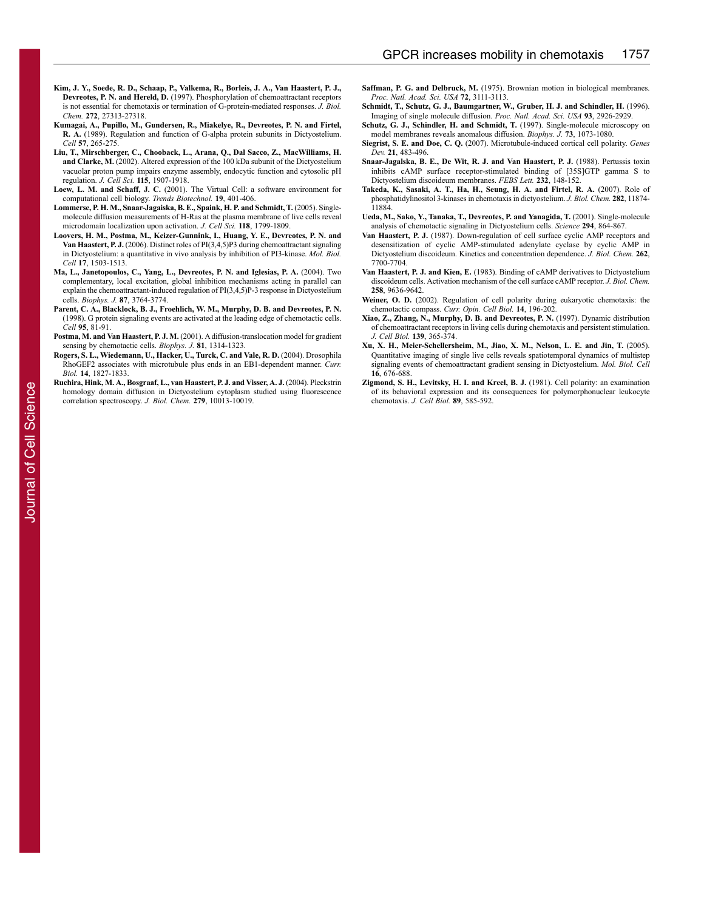**Kim, J. Y., Soede, R. D., Schaap, P., Valkema, R., Borleis, J. A., Van Haastert, P. J., Devreotes, P. N. and Hereld, D.** (1997). Phosphorylation of chemoattractant receptors is not essential for chemotaxis or termination of G-protein-mediated responses. *J. Biol. Chem.* **272**, 27313-27318.

**Kumagai, A., Pupillo, M., Gundersen, R., Miakelye, R., Devreotes, P. N. and Firtel, R. A.** (1989). Regulation and function of G-alpha protein subunits in Dictyostelium. *Cell* **57**, 265-275.

**Liu, T., Mirschberger, C., Chooback, L., Arana, Q., Dal Sacco, Z., MacWilliams, H. and Clarke, M.** (2002). Altered expression of the 100 kDa subunit of the Dictyostelium vacuolar proton pump impairs enzyme assembly, endocytic function and cytosolic pH regulation. *J. Cell Sci.* **115**, 1907-1918.

**Loew, L. M. and Schaff, J. C.** (2001). The Virtual Cell: a software environment for computational cell biology. *Trends Biotechnol.* **19**, 401-406.

**Lommerse, P. H. M., Snaar-Jagaiska, B. E., Spaink, H. P. and Schmidt, T.** (2005). Single-molecule diffusion measurements of H-Ras at the plasma membrane of live cells reveal microdomain localization upon activation. *J. Cell Sci.* **118**, 1799-1809.

**Loovers, H. M., Postma, M., Keizer-Gunnink, I., Huang, Y. E., Devreotes, P. N. and Van Haastert, P. J.** (2006). Distinct roles of PI(3,4,5)P3 during chemoattractant signaling in Dictyostelium: a quantitative in vivo analysis by inhibition of PI3-kinase. *Mol. Biol. Cell* **17**, 1503-1513.

**Ma, L., Janetopoulos, C., Yang, L., Devreotes, P. N. and Iglesias, P. A.** (2004). Two complementary, local excitation, global inhibition mechanisms acting in parallel can explain the chemoattractant-induced regulation of PI(3,4,5)P-3 response in Dictyostelium cells. *Biophys. J.* **87**, 3764-3774.

**Parent, C. A., Blacklock, B. J., Froehlich, W. M., Murphy, D. B. and Devreotes, P. N.** (1998). G protein signaling events are activated at the leading edge of chemotactic cells. *Cell* **95**, 81-91.

**Postma, M. and Van Haastert, P. J. M.** (2001). A diffusion-translocation model for gradient sensing by chemotactic cells. *Biophys. J.* **81**, 1314-1323.

**Rogers, S. L., Wiedemann, U., Hacker, U., Turck, C. and Vale, R. D.** (2004). Drosophila RhoGEF2 associates with microtubule plus ends in an EB1-dependent manner. *Curr. Biol.* **14**, 1827-1833.

**Ruchira, Hink, M. A., Bosgraaf, L., van Haastert, P. J. and Visser, A. J.** (2004). Pleckstrin homology domain diffusion in Dictyostelium cytoplasm studied using fluorescence correlation spectroscopy. *J. Biol. Chem.* **279**, 10013-10019.

**Saffman, P. G. and Delbruck, M.** (1975). Brownian motion in biological membranes. *Proc. Natl. Acad. Sci. USA* **72**, 3111-3113.

**Schmidt, T., Schutz, G. J., Baumgartner, W., Gruber, H. J. and Schindler, H.** (1996). Imaging of single molecule diffusion. *Proc. Natl. Acad. Sci. USA* **93**, 2926-2929.

**Schutz, G. J., Schindler, H. and Schmidt, T.** (1997). Single-molecule microscopy on model membranes reveals anomalous diffusion. *Biophys. J.* **73**, 1073-1080.

**Siegrist, S. E. and Doe, C. Q.** (2007). Microtubule-induced cortical cell polarity. *Genes Dev.* **21**, 483-496.

**Snaar-Jagalska, B. E., De Wit, R. J. and Van Haastert, P. J.** (1988). Pertussis toxin inhibits cAMP surface receptor-stimulated binding of [35S]GTP gamma S to Dictyostelium discoideum membranes. *FEBS Lett.* **232**, 148-152.

**Takeda, K., Sasaki, A. T., Ha, H., Seung, H. A. and Firtel, R. A.** (2007). Role of phosphatidylinositol 3-kinases in chemotaxis in dictyostelium. *J. Biol. Chem.* **282**, 11874-11884.

**Ueda, M., Sako, Y., Tanaka, T., Devreotes, P. and Yanagida, T.** (2001). Single-molecule analysis of chemotactic signaling in Dictyostelium cells. *Science* **294**, 864-867.

**Van Haastert, P. J.** (1987). Down-regulation of cell surface cyclic AMP receptors and desensitization of cyclic AMP-stimulated adenylate cyclase by cyclic AMP in Dictyostelium discoideum. Kinetics and concentration dependence. *J. Biol. Chem.* **262**, 7700-7704.

**Van Haastert, P. J. and Kien, E.** (1983). Binding of cAMP derivatives to Dictyostelium discoideum cells. Activation mechanism of the cell surface cAMP receptor. *J. Biol. Chem.* **258**, 9636-9642.

**Weiner, O. D.** (2002). Regulation of cell polarity during eukaryotic chemotaxis: the chemotactic compass. *Curr. Opin. Cell Biol.* **14**, 196-202.

**Xiao, Z., Zhang, N., Murphy, D. B. and Devreotes, P. N.** (1997). Dynamic distribution of chemoattractant receptors in living cells during chemotaxis and persistent stimulation. *J. Cell Biol.* **139**, 365-374.

**Xu, X. H., Meier-Schellersheim, M., Jiao, X. M., Nelson, L. E. and Jin, T.** (2005). Quantitative imaging of single live cells reveals spatiotemporal dynamics of multistep signaling events of chemoattractant gradient sensing in Dictyostelium. *Mol. Biol. Cell* **16**, 676-688.

**Zigmond, S. H., Levitsky, H. I. and Kreel, B. J.** (1981). Cell polarity: an examination of its behavioral expression and its consequences for polymorphonuclear leukocyte chemotaxis. *J. Cell Biol.* **89**, 585-592.